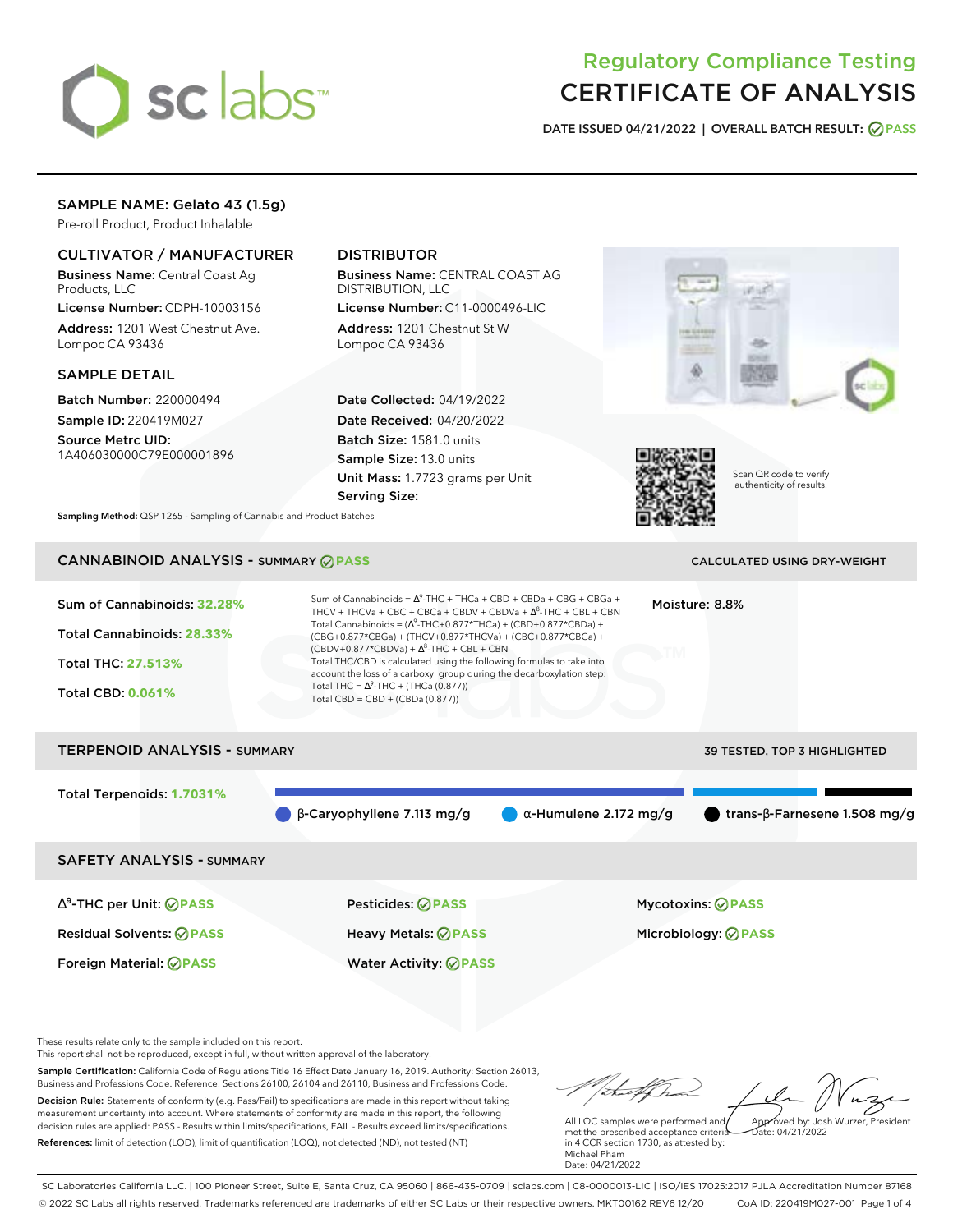# Regulatory Compliance Testing
# CERTIFICATE OF ANALYSIS

**DATE ISSUED 04/21/2022 | OVERALL BATCH RESULT: PASS**

## SAMPLE NAME: Gelato 43 (1.5g)

Pre-roll Product, Product Inhalable

### CULTIVATOR / MANUFACTURER

**Business Name:** Central Coast Ag Products, LLC

**License Number:** CDPH-10003156

**Address:** 1201 West Chestnut Ave. Lompoc CA 93436

### DISTRIBUTOR

**Business Name:** CENTRAL COAST AG DISTRIBUTION, LLC

**License Number:** C11-0000496-LIC

**Address:** 1201 Chestnut St W Lompoc CA 93436

### SAMPLE DETAIL

**Batch Number:** 220000494

**Sample ID:** 220419M027

**Source Metrc UID:** 1A406030000C79E000001896

**Date Collected:** 04/19/2022

**Date Received:** 04/20/2022

**Batch Size:** 1581.0 units

**Sample Size:** 13.0 units

**Unit Mass:** 1.7723 grams per Unit

**Serving Size:**

Scan QR code to verify authenticity of results.

**Sampling Method:** QSP 1265 - Sampling of Cannabis and Product Batches

## CANNABINOID ANALYSIS - SUMMARY PASS

CALCULATED USING DRY-WEIGHT

**Sum of Cannabinoids:** 32.28%

**Total Cannabinoids:** 28.33%

**Total THC:** 27.513%

**Total CBD:** 0.061%

Sum of Cannabinoids = $\Delta^9$-THC + THCa + CBD + CBDa + CBG + CBGa + THCV + THCVa + CBC + CBCa + CBDV + CBDVa + $\Delta^8$-THC + CBL + CBN

Total Cannabinoids = ($\Delta^9$-THC+0.877*THCa) + (CBD+0.877*CBDa) + (CBG+0.877*CBGa) + (THCV+0.877*THCVa) + (CBC+0.877*CBCa) + (CBDV+0.877*CBDVa) + $\Delta^8$-THC + CBL + CBN

Total THC/CBD is calculated using the following formulas to take into account the loss of a carboxyl group during the decarboxylation step:

Total THC = $\Delta^9$-THC + (THCa (0.877))

Total CBD = CBD + (CBDa (0.877))

**Moisture:** 8.8%

## TERPENOID ANALYSIS - SUMMARY

39 TESTED, TOP 3 HIGHLIGHTED

**Total Terpenoids:** 1.7031%

β-Caryophyllene 7.113 mg/g | α-Humulene 2.172 mg/g | trans-β-Farnesene 1.508 mg/g

## SAFETY ANALYSIS - SUMMARY

| | | |
|---|---|---|
| $\Delta^9$-THC per Unit: PASS | Pesticides: PASS | Mycotoxins: PASS |
| Residual Solvents: PASS | Heavy Metals: PASS | Microbiology: PASS |
| Foreign Material: PASS | Water Activity: PASS | |

These results relate only to the sample included on this report.
This report shall not be reproduced, except in full, without written approval of the laboratory.

**Sample Certification:** California Code of Regulations Title 16 Effect Date January 16, 2019. Authority: Section 26013, Business and Professions Code. Reference: Sections 26100, 26104 and 26110, Business and Professions Code.

**Decision Rule:** Statements of conformity (e.g. Pass/Fail) to specifications are made in this report without taking measurement uncertainty into account. Where statements of conformity are made in this report, the following decision rules are applied: PASS - Results within limits/specifications, FAIL - Results exceed limits/specifications.

**References:** limit of detection (LOD), limit of quantification (LOQ), not detected (ND), not tested (NT)

All LQC samples were performed and met the prescribed acceptance criteria in 4 CCR section 1730, as attested by: Michael Pham
Date: 04/21/2022

Approved by: Josh Wurzer, President
Date: 04/21/2022

SC Laboratories California LLC. | 100 Pioneer Street, Suite E, Santa Cruz, CA 95060 | 866-435-0709 | sclabs.com | C8-0000013-LIC | ISO/IES 17025:2017 PJLA Accreditation Number 87168
© 2022 SC Labs all rights reserved. Trademarks referenced are trademarks of either SC Labs or their respective owners. MKT00162 REV6 12/20 CoA ID: 220419M027-001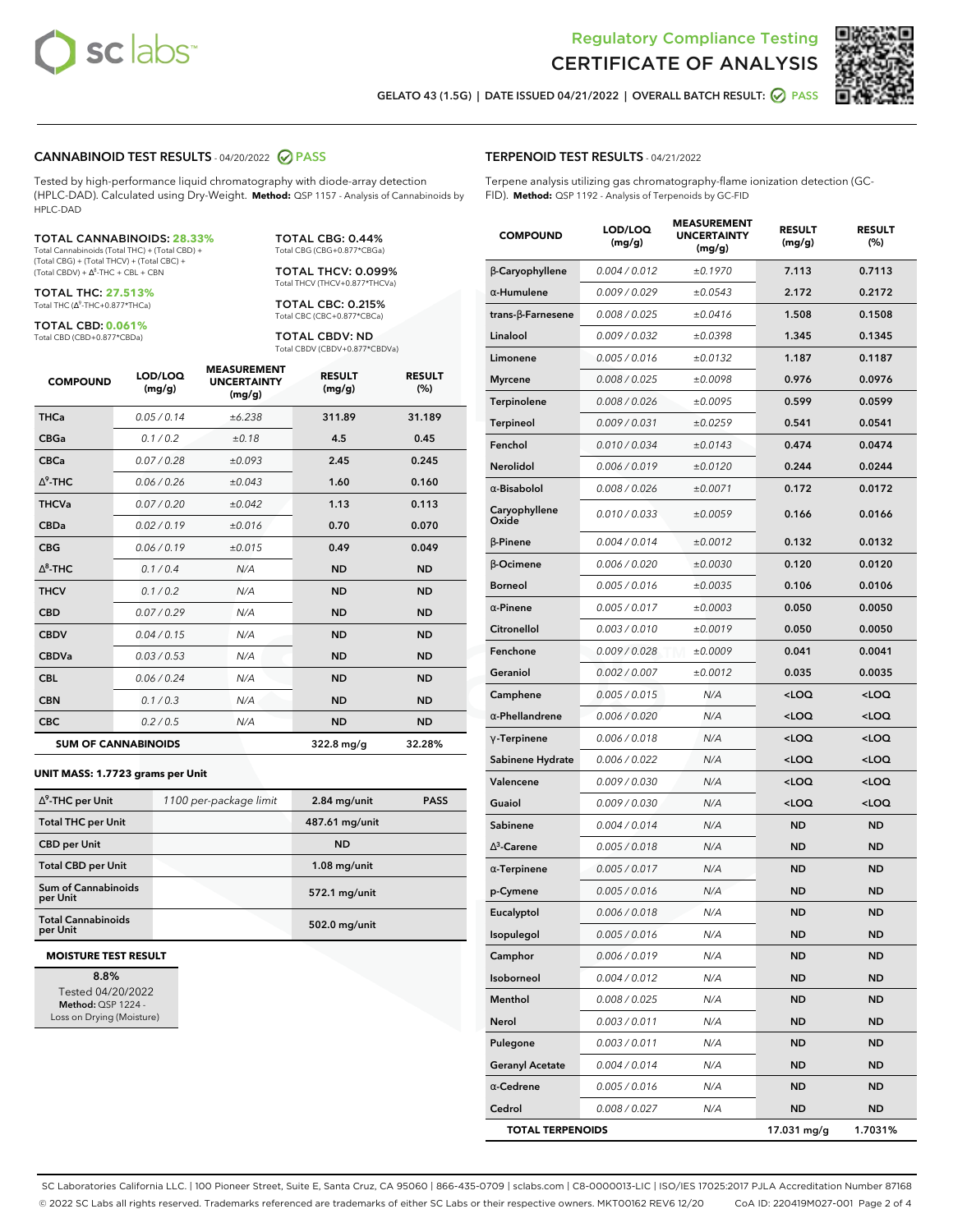Regulatory Compliance Testing
# CERTIFICATE OF ANALYSIS

GELATO 43 (1.5G) | DATE ISSUED 04/21/2022 | OVERALL BATCH RESULT: PASS

## CANNABINOID TEST RESULTS - 04/20/2022 PASS

Tested by high-performance liquid chromatography with diode-array detection (HPLC-DAD). Calculated using Dry-Weight. **Method:** QSP 1157 - Analysis of Cannabinoids by HPLC-DAD

**TOTAL CANNABINOIDS: 28.33%**
Total Cannabinoids (Total THC) + (Total CBD) + (Total CBG) + (Total THCV) + (Total CBC) + (Total CBDV) + $\Delta^8$-THC + CBL + CBN

**TOTAL THC: 27.513%**
Total THC ($\Delta^9$-THC+0.877*THCa)

**TOTAL CBD: 0.061%**
Total CBD (CBD+0.877*CBDa)

**TOTAL CBG: 0.44%**
Total CBG (CBG+0.877*CBGa)

**TOTAL THCV: 0.099%**
Total THCV (THCV+0.877*THCVa)

**TOTAL CBC: 0.215%**
Total CBC (CBC+0.877*CBCa)

**TOTAL CBDV: ND**
Total CBDV (CBDV+0.877*CBDVa)

| COMPOUND | LOD/LOQ (mg/g) | MEASUREMENT UNCERTAINTY (mg/g) | RESULT (mg/g) | RESULT (%) |
|---|---|---|---|---|
| THCa | 0.05 / 0.14 | ±6.238 | 311.89 | 31.189 |
| CBGa | 0.1 / 0.2 | ±0.18 | 4.5 | 0.45 |
| CBCa | 0.07 / 0.28 | ±0.093 | 2.45 | 0.245 |
| $\Delta^9$-THC | 0.06 / 0.26 | ±0.043 | 1.60 | 0.160 |
| THCVa | 0.07 / 0.20 | ±0.042 | 1.13 | 0.113 |
| CBDa | 0.02 / 0.19 | ±0.016 | 0.70 | 0.070 |
| CBG | 0.06 / 0.19 | ±0.015 | 0.49 | 0.049 |
| $\Delta^8$-THC | 0.1 / 0.4 | N/A | ND | ND |
| THCV | 0.1 / 0.2 | N/A | ND | ND |
| CBD | 0.07 / 0.29 | N/A | ND | ND |
| CBDV | 0.04 / 0.15 | N/A | ND | ND |
| CBDVa | 0.03 / 0.53 | N/A | ND | ND |
| CBL | 0.06 / 0.24 | N/A | ND | ND |
| CBN | 0.1 / 0.3 | N/A | ND | ND |
| CBC | 0.2 / 0.5 | N/A | ND | ND |
| **SUM OF CANNABINOIDS** | | | 322.8 mg/g | 32.28% |

**UNIT MASS: 1.7723 grams per Unit**

| | | | |
|---|---|---|---|
| $\Delta^9$-THC per Unit | 1100 per-package limit | 2.84 mg/unit | PASS |
| Total THC per Unit | | 487.61 mg/unit | |
| CBD per Unit | | ND | |
| Total CBD per Unit | | 1.08 mg/unit | |
| Sum of Cannabinoids per Unit | | 572.1 mg/unit | |
| Total Cannabinoids per Unit | | 502.0 mg/unit | |

**MOISTURE TEST RESULT**

8.8%
Tested 04/20/2022
Method: QSP 1224 - Loss on Drying (Moisture)

## TERPENOID TEST RESULTS - 04/21/2022

Terpene analysis utilizing gas chromatography-flame ionization detection (GC-FID). **Method:** QSP 1192 - Analysis of Terpenoids by GC-FID

| COMPOUND | LOD/LOQ (mg/g) | MEASUREMENT UNCERTAINTY (mg/g) | RESULT (mg/g) | RESULT (%) |
|---|---|---|---|---|
| β-Caryophyllene | 0.004 / 0.012 | ±0.1970 | 7.113 | 0.7113 |
| α-Humulene | 0.009 / 0.029 | ±0.0543 | 2.172 | 0.2172 |
| trans-β-Farnesene | 0.008 / 0.025 | ±0.0416 | 1.508 | 0.1508 |
| Linalool | 0.009 / 0.032 | ±0.0398 | 1.345 | 0.1345 |
| Limonene | 0.005 / 0.016 | ±0.0132 | 1.187 | 0.1187 |
| Myrcene | 0.008 / 0.025 | ±0.0098 | 0.976 | 0.0976 |
| Terpinolene | 0.008 / 0.026 | ±0.0095 | 0.599 | 0.0599 |
| Terpineol | 0.009 / 0.031 | ±0.0259 | 0.541 | 0.0541 |
| Fenchol | 0.010 / 0.034 | ±0.0143 | 0.474 | 0.0474 |
| Nerolidol | 0.006 / 0.019 | ±0.0120 | 0.244 | 0.0244 |
| α-Bisabolol | 0.008 / 0.026 | ±0.0071 | 0.172 | 0.0172 |
| Caryophyllene Oxide | 0.010 / 0.033 | ±0.0059 | 0.166 | 0.0166 |
| β-Pinene | 0.004 / 0.014 | ±0.0012 | 0.132 | 0.0132 |
| β-Ocimene | 0.006 / 0.020 | ±0.0030 | 0.120 | 0.0120 |
| Borneol | 0.005 / 0.016 | ±0.0035 | 0.106 | 0.0106 |
| α-Pinene | 0.005 / 0.017 | ±0.0003 | 0.050 | 0.0050 |
| Citronellol | 0.003 / 0.010 | ±0.0019 | 0.050 | 0.0050 |
| Fenchone | 0.009 / 0.028 | ±0.0009 | 0.041 | 0.0041 |
| Geraniol | 0.002 / 0.007 | ±0.0012 | 0.035 | 0.0035 |
| Camphene | 0.005 / 0.015 | N/A | <LOQ | <LOQ |
| α-Phellandrene | 0.006 / 0.020 | N/A | <LOQ | <LOQ |
| γ-Terpinene | 0.006 / 0.018 | N/A | <LOQ | <LOQ |
| Sabinene Hydrate | 0.006 / 0.022 | N/A | <LOQ | <LOQ |
| Valencene | 0.009 / 0.030 | N/A | <LOQ | <LOQ |
| Guaiol | 0.009 / 0.030 | N/A | <LOQ | <LOQ |
| Sabinene | 0.004 / 0.014 | N/A | ND | ND |
| $\Delta^3$-Carene | 0.005 / 0.018 | N/A | ND | ND |
| α-Terpinene | 0.005 / 0.017 | N/A | ND | ND |
| p-Cymene | 0.005 / 0.016 | N/A | ND | ND |
| Eucalyptol | 0.006 / 0.018 | N/A | ND | ND |
| Isopulegol | 0.005 / 0.016 | N/A | ND | ND |
| Camphor | 0.006 / 0.019 | N/A | ND | ND |
| Isoborneol | 0.004 / 0.012 | N/A | ND | ND |
| Menthol | 0.008 / 0.025 | N/A | ND | ND |
| Nerol | 0.003 / 0.011 | N/A | ND | ND |
| Pulegone | 0.003 / 0.011 | N/A | ND | ND |
| Geranyl Acetate | 0.004 / 0.014 | N/A | ND | ND |
| α-Cedrene | 0.005 / 0.016 | N/A | ND | ND |
| Cedrol | 0.008 / 0.027 | N/A | ND | ND |
| **TOTAL TERPENOIDS** | | | 17.031 mg/g | 1.7031% |

SC Laboratories California LLC. | 100 Pioneer Street, Suite E, Santa Cruz, CA 95060 | 866-435-0709 | sclabs.com | C8-0000013-LIC | ISO/IES 17025:2017 PJLA Accreditation Number 87168
© 2022 SC Labs all rights reserved. Trademarks referenced are trademarks of either SC Labs or their respective owners. MKT00162 REV6 12/20 CoA ID: 220419M027-001